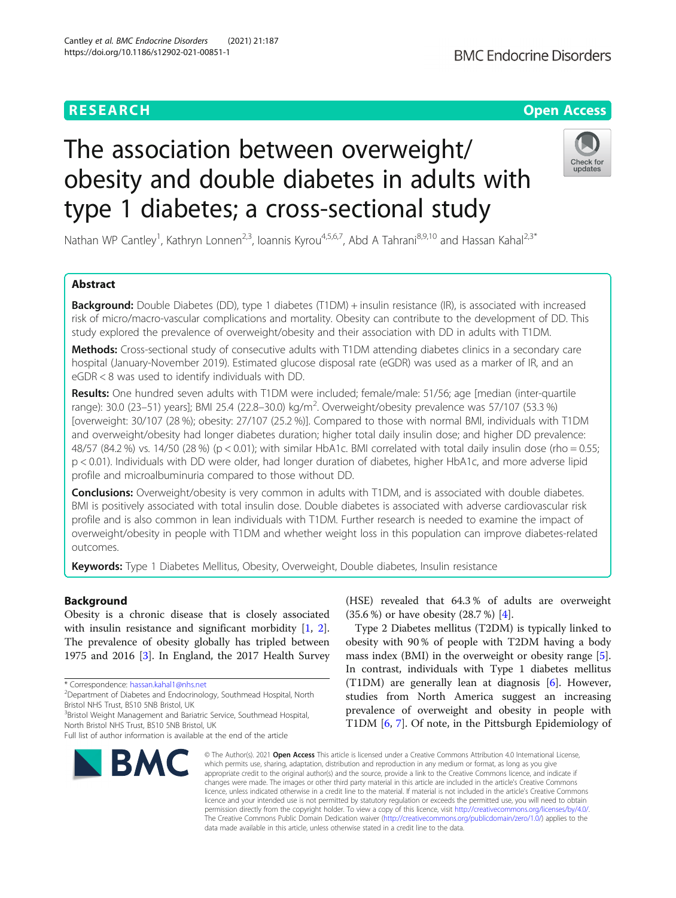RESEARCH

Open Access

# The association between overweight/obesity and double diabetes in adults with type 1 diabetes; a cross-sectional study

Nathan WP Cantley[1], Kathryn Lonnen[2,3], Ioannis Kyrou[4,5,6,7], Abd A Tahrani[8,9,10] and Hassan Kahal[2,3*]

## Abstract

**Background:** Double Diabetes (DD), type 1 diabetes (T1DM) + insulin resistance (IR), is associated with increased risk of micro/macro-vascular complications and mortality. Obesity can contribute to the development of DD. This study explored the prevalence of overweight/obesity and their association with DD in adults with T1DM.

**Methods:** Cross-sectional study of consecutive adults with T1DM attending diabetes clinics in a secondary care hospital (January-November 2019). Estimated glucose disposal rate (eGDR) was used as a marker of IR, and an eGDR < 8 was used to identify individuals with DD.

**Results:** One hundred seven adults with T1DM were included; female/male: 51/56; age [median (inter-quartile range): 30.0 (23–51) years]; BMI 25.4 (22.8–30.0) kg/m$^2$. Overweight/obesity prevalence was 57/107 (53.3 %) [overweight: 30/107 (28 %); obesity: 27/107 (25.2 %)]. Compared to those with normal BMI, individuals with T1DM and overweight/obesity had longer diabetes duration; higher total daily insulin dose; and higher DD prevalence: 48/57 (84.2 %) vs. 14/50 (28 %) ($p < 0.01$); with similar HbA1c. BMI correlated with total daily insulin dose (rho = 0.55; $p < 0.01$). Individuals with DD were older, had longer duration of diabetes, higher HbA1c, and more adverse lipid profile and microalbuminuria compared to those without DD.

**Conclusions:** Overweight/obesity is very common in adults with T1DM, and is associated with double diabetes. BMI is positively associated with total insulin dose. Double diabetes is associated with adverse cardiovascular risk profile and is also common in lean individuals with T1DM. Further research is needed to examine the impact of overweight/obesity in people with T1DM and whether weight loss in this population can improve diabetes-related outcomes.

**Keywords:** Type 1 Diabetes Mellitus, Obesity, Overweight, Double diabetes, Insulin resistance

## Background

Obesity is a chronic disease that is closely associated with insulin resistance and significant morbidity [1, 2]. The prevalence of obesity globally has tripled between 1975 and 2016 [3]. In England, the 2017 Health Survey (HSE) revealed that 64.3 % of adults are overweight (35.6 %) or have obesity (28.7 %) [4].

Type 2 Diabetes mellitus (T2DM) is typically linked to obesity with 90 % of people with T2DM having a body mass index (BMI) in the overweight or obesity range [5]. In contrast, individuals with Type 1 diabetes mellitus (T1DM) are generally lean at diagnosis [6]. However, studies from North America suggest an increasing prevalence of overweight and obesity in people with T1DM [6, 7]. Of note, in the Pittsburgh Epidemiology of

\* Correspondence: hassan.kahal1@nhs.net

[2]Department of Diabetes and Endocrinology, Southmead Hospital, North Bristol NHS Trust, BS10 5NB Bristol, UK

[3]Bristol Weight Management and Bariatric Service, Southmead Hospital, North Bristol NHS Trust, BS10 5NB Bristol, UK

Full list of author information is available at the end of the article

© The Author(s). 2021 **Open Access** This article is licensed under a Creative Commons Attribution 4.0 International License, which permits use, sharing, adaptation, distribution and reproduction in any medium or format, as long as you give appropriate credit to the original author(s) and the source, provide a link to the Creative Commons licence, and indicate if changes were made. The images or other third party material in this article are included in the article's Creative Commons licence, unless indicated otherwise in a credit line to the material. If material is not included in the article's Creative Commons licence and your intended use is not permitted by statutory regulation or exceeds the permitted use, you will need to obtain permission directly from the copyright holder. To view a copy of this licence, visit http://creativecommons.org/licenses/by/4.0/. The Creative Commons Public Domain Dedication waiver (http://creativecommons.org/publicdomain/zero/1.0/) applies to the data made available in this article, unless otherwise stated in a credit line to the data.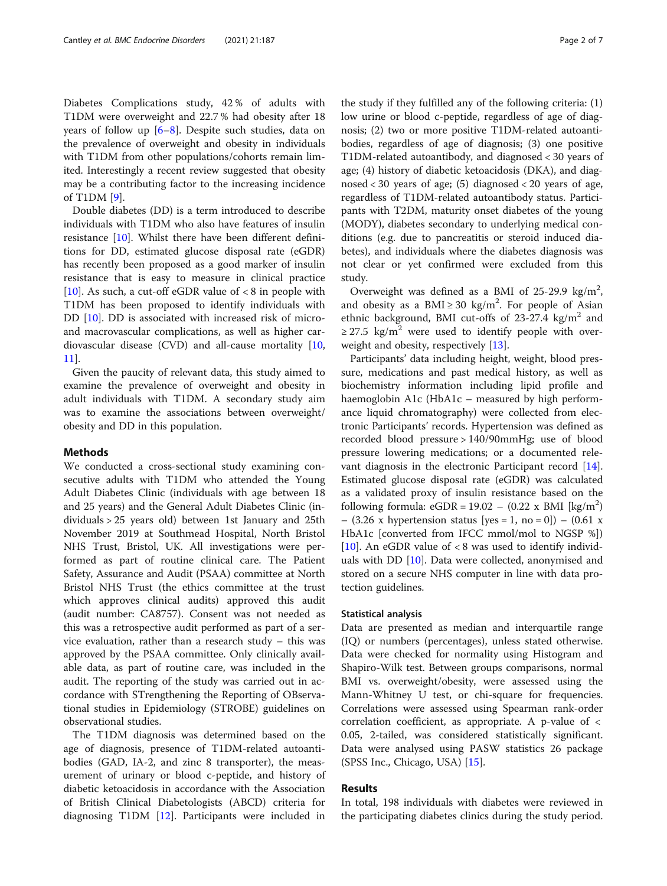Diabetes Complications study, 42 % of adults with T1DM were overweight and 22.7 % had obesity after 18 years of follow up [6–8]. Despite such studies, data on the prevalence of overweight and obesity in individuals with T1DM from other populations/cohorts remain limited. Interestingly a recent review suggested that obesity may be a contributing factor to the increasing incidence of T1DM [9].

Double diabetes (DD) is a term introduced to describe individuals with T1DM who also have features of insulin resistance [10]. Whilst there have been different definitions for DD, estimated glucose disposal rate (eGDR) has recently been proposed as a good marker of insulin resistance that is easy to measure in clinical practice [10]. As such, a cut-off eGDR value of < 8 in people with T1DM has been proposed to identify individuals with DD [10]. DD is associated with increased risk of micro- and macrovascular complications, as well as higher cardiovascular disease (CVD) and all-cause mortality [10, 11].

Given the paucity of relevant data, this study aimed to examine the prevalence of overweight and obesity in adult individuals with T1DM. A secondary study aim was to examine the associations between overweight/obesity and DD in this population.

## Methods

We conducted a cross-sectional study examining consecutive adults with T1DM who attended the Young Adult Diabetes Clinic (individuals with age between 18 and 25 years) and the General Adult Diabetes Clinic (individuals > 25 years old) between 1st January and 25th November 2019 at Southmead Hospital, North Bristol NHS Trust, Bristol, UK. All investigations were performed as part of routine clinical care. The Patient Safety, Assurance and Audit (PSAA) committee at North Bristol NHS Trust (the ethics committee at the trust which approves clinical audits) approved this audit (audit number: CA8757). Consent was not needed as this was a retrospective audit performed as part of a service evaluation, rather than a research study – this was approved by the PSAA committee. Only clinically available data, as part of routine care, was included in the audit. The reporting of the study was carried out in accordance with STrengthening the Reporting of OBservational studies in Epidemiology (STROBE) guidelines on observational studies.

The T1DM diagnosis was determined based on the age of diagnosis, presence of T1DM-related autoantibodies (GAD, IA-2, and zinc 8 transporter), the measurement of urinary or blood c-peptide, and history of diabetic ketoacidosis in accordance with the Association of British Clinical Diabetologists (ABCD) criteria for diagnosing T1DM [12]. Participants were included in the study if they fulfilled any of the following criteria: (1) low urine or blood c-peptide, regardless of age of diagnosis; (2) two or more positive T1DM-related autoantibodies, regardless of age of diagnosis; (3) one positive T1DM-related autoantibody, and diagnosed < 30 years of age; (4) history of diabetic ketoacidosis (DKA), and diagnosed < 30 years of age; (5) diagnosed < 20 years of age, regardless of T1DM-related autoantibody status. Participants with T2DM, maturity onset diabetes of the young (MODY), diabetes secondary to underlying medical conditions (e.g. due to pancreatitis or steroid induced diabetes), and individuals where the diabetes diagnosis was not clear or yet confirmed were excluded from this study.

Overweight was defined as a BMI of 25-29.9 $kg/m^2$, and obesity as a BMI ≥ 30 $kg/m^2$. For people of Asian ethnic background, BMI cut-offs of 23-27.4 $kg/m^2$ and ≥ 27.5 $kg/m^2$ were used to identify people with overweight and obesity, respectively [13].

Participants' data including height, weight, blood pressure, medications and past medical history, as well as biochemistry information including lipid profile and haemoglobin A1c (HbA1c – measured by high performance liquid chromatography) were collected from electronic Participants' records. Hypertension was defined as recorded blood pressure > 140/90mmHg; use of blood pressure lowering medications; or a documented relevant diagnosis in the electronic Participant record [14]. Estimated glucose disposal rate (eGDR) was calculated as a validated proxy of insulin resistance based on the following formula: eGDR = 19.02 – (0.22 x BMI [$kg/m^2$]) – (3.26 x hypertension status [yes = 1, no = 0]) – (0.61 x HbA1c [converted from IFCC mmol/mol to NGSP %]) [10]. An eGDR value of < 8 was used to identify individuals with DD [10]. Data were collected, anonymised and stored on a secure NHS computer in line with data protection guidelines.

### Statistical analysis

Data are presented as median and interquartile range (IQ) or numbers (percentages), unless stated otherwise. Data were checked for normality using Histogram and Shapiro-Wilk test. Between groups comparisons, normal BMI vs. overweight/obesity, were assessed using the Mann-Whitney U test, or chi-square for frequencies. Correlations were assessed using Spearman rank-order correlation coefficient, as appropriate. A p-value of < 0.05, 2-tailed, was considered statistically significant. Data were analysed using PASW statistics 26 package (SPSS Inc., Chicago, USA) [15].

## Results

In total, 198 individuals with diabetes were reviewed in the participating diabetes clinics during the study period.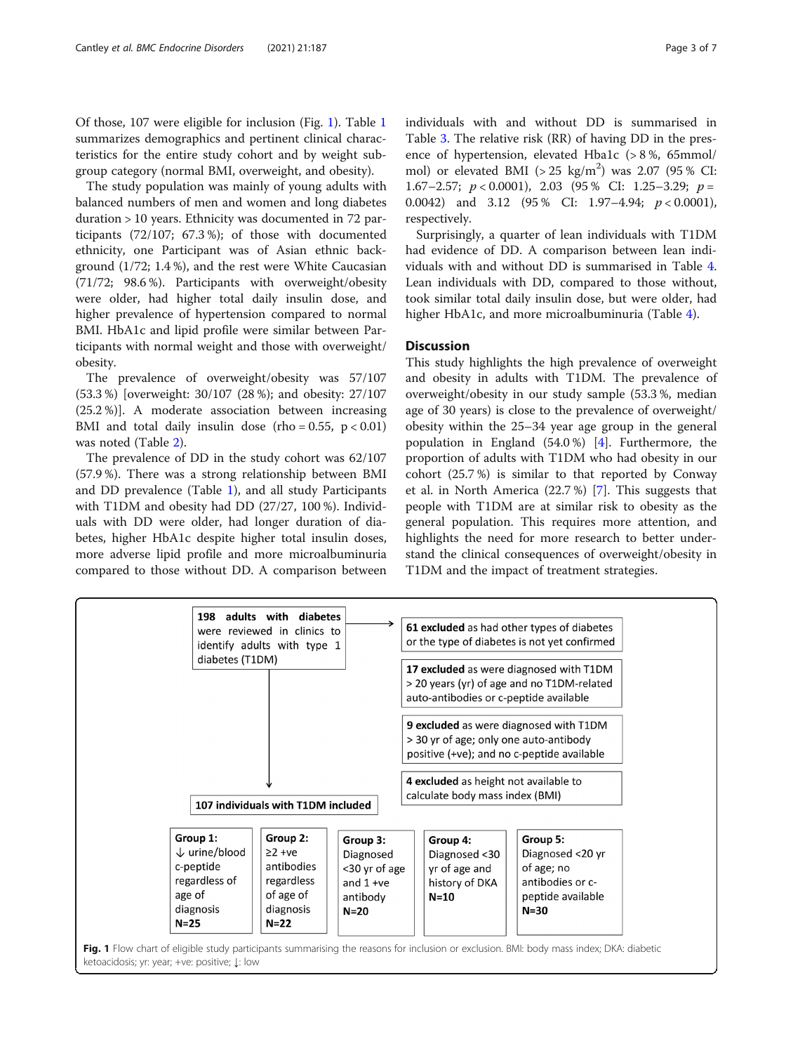Of those, 107 were eligible for inclusion (Fig. 1). Table 1 summarizes demographics and pertinent clinical characteristics for the entire study cohort and by weight subgroup category (normal BMI, overweight, and obesity).

The study population was mainly of young adults with balanced numbers of men and women and long diabetes duration > 10 years. Ethnicity was documented in 72 participants (72/107; 67.3 %); of those with documented ethnicity, one Participant was of Asian ethnic background (1/72; 1.4 %), and the rest were White Caucasian (71/72; 98.6 %). Participants with overweight/obesity were older, had higher total daily insulin dose, and higher prevalence of hypertension compared to normal BMI. HbA1c and lipid profile were similar between Participants with normal weight and those with overweight/obesity.

The prevalence of overweight/obesity was 57/107 (53.3 %) [overweight: 30/107 (28 %); and obesity: 27/107 (25.2 %)]. A moderate association between increasing BMI and total daily insulin dose (rho = 0.55, $p < 0.01$) was noted (Table 2).

The prevalence of DD in the study cohort was 62/107 (57.9 %). There was a strong relationship between BMI and DD prevalence (Table 1), and all study Participants with T1DM and obesity had DD (27/27, 100 %). Individuals with DD were older, had longer duration of diabetes, higher HbA1c despite higher total insulin doses, more adverse lipid profile and more microalbuminuria compared to those without DD. A comparison between individuals with and without DD is summarised in Table 3. The relative risk (RR) of having DD in the presence of hypertension, elevated Hba1c (> 8 %, 65mmol/mol) or elevated BMI (> 25 kg/m$^2$) was 2.07 (95 % CI: 1.67–2.57; $p < 0.0001$), 2.03 (95 % CI: 1.25–3.29; $p = 0.0042$) and 3.12 (95 % CI: 1.97–4.94; $p < 0.0001$), respectively.

Surprisingly, a quarter of lean individuals with T1DM had evidence of DD. A comparison between lean individuals with and without DD is summarised in Table 4. Lean individuals with DD, compared to those without, took similar total daily insulin dose, but were older, had higher HbA1c, and more microalbuminuria (Table 4).

## Discussion

This study highlights the high prevalence of overweight and obesity in adults with T1DM. The prevalence of overweight/obesity in our study sample (53.3 %, median age of 30 years) is close to the prevalence of overweight/obesity within the 25–34 year age group in the general population in England (54.0 %) [4]. Furthermore, the proportion of adults with T1DM who had obesity in our cohort (25.7 %) is similar to that reported by Conway et al. in North America (22.7 %) [7]. This suggests that people with T1DM are at similar risk to obesity as the general population. This requires more attention, and highlights the need for more research to better understand the clinical consequences of overweight/obesity in T1DM and the impact of treatment strategies.

198 adults with diabetes were reviewed in clinics to identify adults with type 1 diabetes (T1DM)

- **61 excluded** as had other types of diabetes or the type of diabetes is not yet confirmed
- **17 excluded** as were diagnosed with T1DM > 20 years (yr) of age and no T1DM-related auto-antibodies or c-peptide available
- **9 excluded** as were diagnosed with T1DM > 30 yr of age; only one auto-antibody positive (+ve); and no c-peptide available
- **4 excluded** as height not available to calculate body mass index (BMI)

**107 individuals with T1DM included**

- **Group 1:** ↓ urine/blood c-peptide regardless of age of diagnosis **N=25**
- **Group 2:** ≥2 +ve antibodies regardless of age of diagnosis **N=22**
- **Group 3:** Diagnosed <30 yr of age and 1 +ve antibody **N=20**
- **Group 4:** Diagnosed <30 yr of age and history of DKA **N=10**
- **Group 5:** Diagnosed <20 yr of age; no antibodies or c-peptide available **N=30**

**Fig. 1** Flow chart of eligible study participants summarising the reasons for inclusion or exclusion. BMI: body mass index; DKA: diabetic ketoacidosis; yr: year; +ve: positive; ↓: low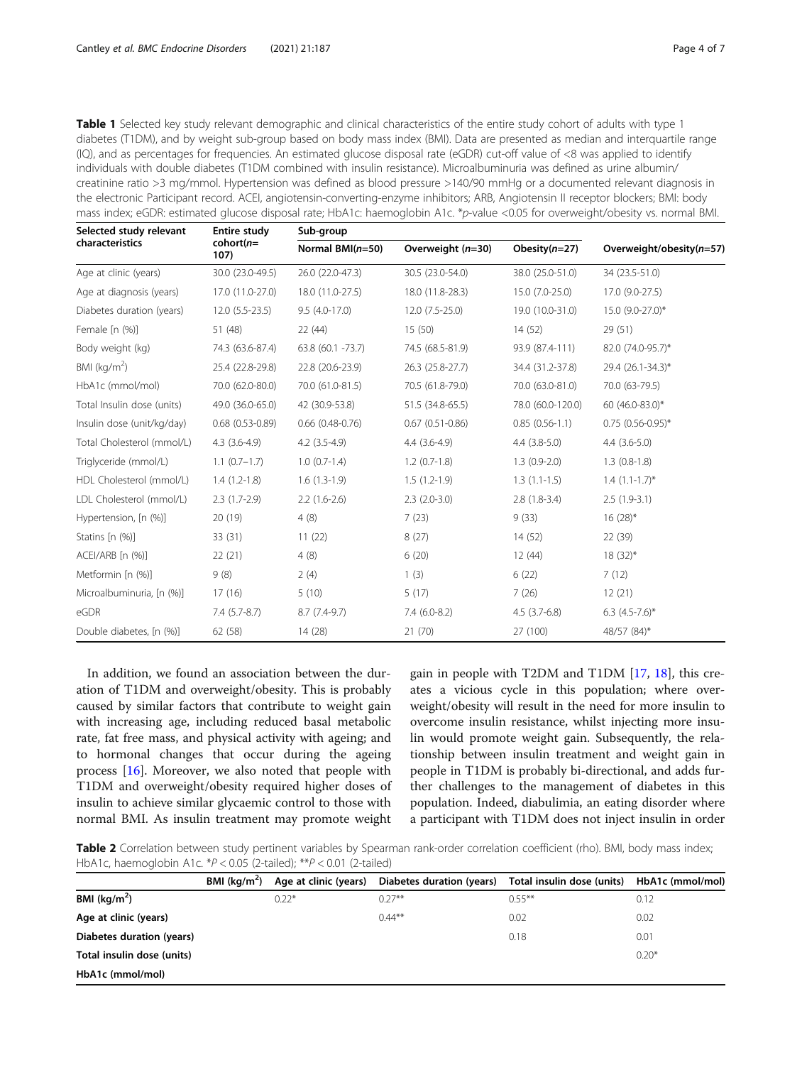**Table 1** Selected key study relevant demographic and clinical characteristics of the entire study cohort of adults with type 1 diabetes (T1DM), and by weight sub-group based on body mass index (BMI). Data are presented as median and interquartile range (IQ), and as percentages for frequencies. An estimated glucose disposal rate (eGDR) cut-off value of <8 was applied to identify individuals with double diabetes (T1DM combined with insulin resistance). Microalbuminuria was defined as urine albumin/creatinine ratio >3 mg/mmol. Hypertension was defined as blood pressure >140/90 mmHg or a documented relevant diagnosis in the electronic Participant record. ACEI, angiotensin-converting-enzyme inhibitors; ARB, Angiotensin II receptor blockers; BMI: body mass index; eGDR: estimated glucose disposal rate; HbA1c: haemoglobin A1c. *p-value <0.05 for overweight/obesity vs. normal BMI.

| Selected study relevant characteristics | Entire study cohort(n=107) | Sub-group | | | |
|---|---|---|---|---|---|
| | | Normal BMI(n=50) | Overweight (n=30) | Obesity(n=27) | Overweight/obesity(n=57) |
| Age at clinic (years) | 30.0 (23.0-49.5) | 26.0 (22.0-47.3) | 30.5 (23.0-54.0) | 38.0 (25.0-51.0) | 34 (23.5-51.0) |
| Age at diagnosis (years) | 17.0 (11.0-27.0) | 18.0 (11.0-27.5) | 18.0 (11.8-28.3) | 15.0 (7.0-25.0) | 17.0 (9.0-27.5) |
| Diabetes duration (years) | 12.0 (5.5-23.5) | 9.5 (4.0-17.0) | 12.0 (7.5-25.0) | 19.0 (10.0-31.0) | 15.0 (9.0-27.0)* |
| Female [n (%)] | 51 (48) | 22 (44) | 15 (50) | 14 (52) | 29 (51) |
| Body weight (kg) | 74.3 (63.6-87.4) | 63.8 (60.1 -73.7) | 74.5 (68.5-81.9) | 93.9 (87.4-111) | 82.0 (74.0-95.7)* |
| BMI (kg/m$^2$) | 25.4 (22.8-29.8) | 22.8 (20.6-23.9) | 26.3 (25.8-27.7) | 34.4 (31.2-37.8) | 29.4 (26.1-34.3)* |
| HbA1c (mmol/mol) | 70.0 (62.0-80.0) | 70.0 (61.0-81.5) | 70.5 (61.8-79.0) | 70.0 (63.0-81.0) | 70.0 (63-79.5) |
| Total Insulin dose (units) | 49.0 (36.0-65.0) | 42 (30.9-53.8) | 51.5 (34.8-65.5) | 78.0 (60.0-120.0) | 60 (46.0-83.0)* |
| Insulin dose (unit/kg/day) | 0.68 (0.53-0.89) | 0.66 (0.48-0.76) | 0.67 (0.51-0.86) | 0.85 (0.56-1.1) | 0.75 (0.56-0.95)* |
| Total Cholesterol (mmol/L) | 4.3 (3.6-4.9) | 4.2 (3.5-4.9) | 4.4 (3.6-4.9) | 4.4 (3.8-5.0) | 4.4 (3.6-5.0) |
| Triglyceride (mmol/L) | 1.1 (0.7–1.7) | 1.0 (0.7-1.4) | 1.2 (0.7-1.8) | 1.3 (0.9-2.0) | 1.3 (0.8-1.8) |
| HDL Cholesterol (mmol/L) | 1.4 (1.2-1.8) | 1.6 (1.3-1.9) | 1.5 (1.2-1.9) | 1.3 (1.1-1.5) | 1.4 (1.1-1.7)* |
| LDL Cholesterol (mmol/L) | 2.3 (1.7-2.9) | 2.2 (1.6-2.6) | 2.3 (2.0-3.0) | 2.8 (1.8-3.4) | 2.5 (1.9-3.1) |
| Hypertension, [n (%)] | 20 (19) | 4 (8) | 7 (23) | 9 (33) | 16 (28)* |
| Statins [n (%)] | 33 (31) | 11 (22) | 8 (27) | 14 (52) | 22 (39) |
| ACEI/ARB [n (%)] | 22 (21) | 4 (8) | 6 (20) | 12 (44) | 18 (32)* |
| Metformin [n (%)] | 9 (8) | 2 (4) | 1 (3) | 6 (22) | 7 (12) |
| Microalbuminuria, [n (%)] | 17 (16) | 5 (10) | 5 (17) | 7 (26) | 12 (21) |
| eGDR | 7.4 (5.7-8.7) | 8.7 (7.4-9.7) | 7.4 (6.0-8.2) | 4.5 (3.7-6.8) | 6.3 (4.5-7.6)* |
| Double diabetes, [n (%)] | 62 (58) | 14 (28) | 21 (70) | 27 (100) | 48/57 (84)* |

In addition, we found an association between the duration of T1DM and overweight/obesity. This is probably caused by similar factors that contribute to weight gain with increasing age, including reduced basal metabolic rate, fat free mass, and physical activity with ageing; and to hormonal changes that occur during the ageing process [16]. Moreover, we also noted that people with T1DM and overweight/obesity required higher doses of insulin to achieve similar glycaemic control to those with normal BMI. As insulin treatment may promote weight gain in people with T2DM and T1DM [17, 18], this creates a vicious cycle in this population; where overweight/obesity will result in the need for more insulin to overcome insulin resistance, whilst injecting more insulin would promote weight gain. Subsequently, the relationship between insulin treatment and weight gain in people in T1DM is probably bi-directional, and adds further challenges to the management of diabetes in this population. Indeed, diabulimia, an eating disorder where a participant with T1DM does not inject insulin in order

**Table 2** Correlation between study pertinent variables by Spearman rank-order correlation coefficient (rho). BMI, body mass index; HbA1c, haemoglobin A1c. *$P < 0.05$ (2-tailed); **$P < 0.01$ (2-tailed)

| | BMI (kg/m$^2$) | Age at clinic (years) | Diabetes duration (years) | Total insulin dose (units) | HbA1c (mmol/mol) |
|---|---|---|---|---|---|
| **BMI (kg/m$^2$)** | | 0.22* | 0.27** | 0.55** | 0.12 |
| **Age at clinic (years)** | | | 0.44** | 0.02 | 0.02 |
| **Diabetes duration (years)** | | | | 0.18 | 0.01 |
| **Total insulin dose (units)** | | | | | 0.20* |
| **HbA1c (mmol/mol)** | | | | | |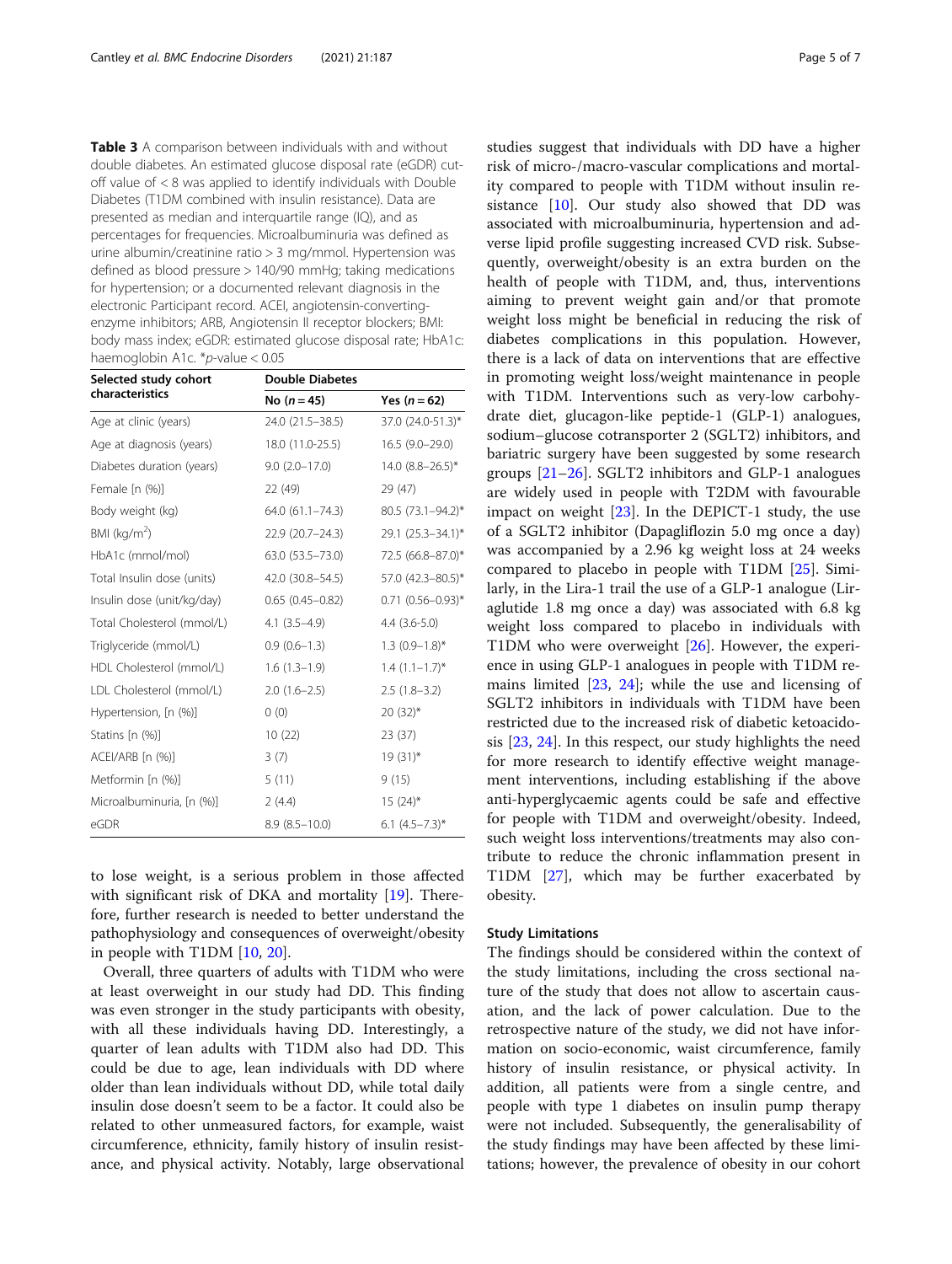**Table 3** A comparison between individuals with and without double diabetes. An estimated glucose disposal rate (eGDR) cut-off value of < 8 was applied to identify individuals with Double Diabetes (T1DM combined with insulin resistance). Data are presented as median and interquartile range (IQ), and as percentages for frequencies. Microalbuminuria was defined as urine albumin/creatinine ratio > 3 mg/mmol. Hypertension was defined as blood pressure > 140/90 mmHg; taking medications for hypertension; or a documented relevant diagnosis in the electronic Participant record. ACEI, angiotensin-converting-enzyme inhibitors; ARB, Angiotensin II receptor blockers; BMI: body mass index; eGDR: estimated glucose disposal rate; HbA1c: haemoglobin A1c. *p-value < 0.05

| Selected study cohort characteristics | Double Diabetes | |
|---|---|---|
| | No (n = 45) | Yes (n = 62) |
| Age at clinic (years) | 24.0 (21.5–38.5) | 37.0 (24.0-51.3)* |
| Age at diagnosis (years) | 18.0 (11.0-25.5) | 16.5 (9.0–29.0) |
| Diabetes duration (years) | 9.0 (2.0–17.0) | 14.0 (8.8–26.5)* |
| Female [n (%)] | 22 (49) | 29 (47) |
| Body weight (kg) | 64.0 (61.1–74.3) | 80.5 (73.1–94.2)* |
| BMI (kg/m$^2$) | 22.9 (20.7–24.3) | 29.1 (25.3–34.1)* |
| HbA1c (mmol/mol) | 63.0 (53.5–73.0) | 72.5 (66.8–87.0)* |
| Total Insulin dose (units) | 42.0 (30.8–54.5) | 57.0 (42.3–80.5)* |
| Insulin dose (unit/kg/day) | 0.65 (0.45–0.82) | 0.71 (0.56–0.93)* |
| Total Cholesterol (mmol/L) | 4.1 (3.5–4.9) | 4.4 (3.6-5.0) |
| Triglyceride (mmol/L) | 0.9 (0.6–1.3) | 1.3 (0.9–1.8)* |
| HDL Cholesterol (mmol/L) | 1.6 (1.3–1.9) | 1.4 (1.1–1.7)* |
| LDL Cholesterol (mmol/L) | 2.0 (1.6–2.5) | 2.5 (1.8–3.2) |
| Hypertension, [n (%)] | 0 (0) | 20 (32)* |
| Statins [n (%)] | 10 (22) | 23 (37) |
| ACEI/ARB [n (%)] | 3 (7) | 19 (31)* |
| Metformin [n (%)] | 5 (11) | 9 (15) |
| Microalbuminuria, [n (%)] | 2 (4.4) | 15 (24)* |
| eGDR | 8.9 (8.5–10.0) | 6.1 (4.5–7.3)* |

to lose weight, is a serious problem in those affected with significant risk of DKA and mortality [19]. Therefore, further research is needed to better understand the pathophysiology and consequences of overweight/obesity in people with T1DM [10, 20].

Overall, three quarters of adults with T1DM who were at least overweight in our study had DD. This finding was even stronger in the study participants with obesity, with all these individuals having DD. Interestingly, a quarter of lean adults with T1DM also had DD. This could be due to age, lean individuals with DD where older than lean individuals without DD, while total daily insulin dose doesn't seem to be a factor. It could also be related to other unmeasured factors, for example, waist circumference, ethnicity, family history of insulin resistance, and physical activity. Notably, large observational studies suggest that individuals with DD have a higher risk of micro-/macro-vascular complications and mortality compared to people with T1DM without insulin resistance [10]. Our study also showed that DD was associated with microalbuminuria, hypertension and adverse lipid profile suggesting increased CVD risk. Subsequently, overweight/obesity is an extra burden on the health of people with T1DM, and, thus, interventions aiming to prevent weight gain and/or that promote weight loss might be beneficial in reducing the risk of diabetes complications in this population. However, there is a lack of data on interventions that are effective in promoting weight loss/weight maintenance in people with T1DM. Interventions such as very-low carbohydrate diet, glucagon-like peptide-1 (GLP-1) analogues, sodium–glucose cotransporter 2 (SGLT2) inhibitors, and bariatric surgery have been suggested by some research groups [21–26]. SGLT2 inhibitors and GLP-1 analogues are widely used in people with T2DM with favourable impact on weight [23]. In the DEPICT-1 study, the use of a SGLT2 inhibitor (Dapagliflozin 5.0 mg once a day) was accompanied by a 2.96 kg weight loss at 24 weeks compared to placebo in people with T1DM [25]. Similarly, in the Lira-1 trail the use of a GLP-1 analogue (Liraglutide 1.8 mg once a day) was associated with 6.8 kg weight loss compared to placebo in individuals with T1DM who were overweight [26]. However, the experience in using GLP-1 analogues in people with T1DM remains limited [23, 24]; while the use and licensing of SGLT2 inhibitors in individuals with T1DM have been restricted due to the increased risk of diabetic ketoacidosis [23, 24]. In this respect, our study highlights the need for more research to identify effective weight management interventions, including establishing if the above anti-hyperglycaemic agents could be safe and effective for people with T1DM and overweight/obesity. Indeed, such weight loss interventions/treatments may also contribute to reduce the chronic inflammation present in T1DM [27], which may be further exacerbated by obesity.

### Study Limitations

The findings should be considered within the context of the study limitations, including the cross sectional nature of the study that does not allow to ascertain causation, and the lack of power calculation. Due to the retrospective nature of the study, we did not have information on socio-economic, waist circumference, family history of insulin resistance, or physical activity. In addition, all patients were from a single centre, and people with type 1 diabetes on insulin pump therapy were not included. Subsequently, the generalisability of the study findings may have been affected by these limitations; however, the prevalence of obesity in our cohort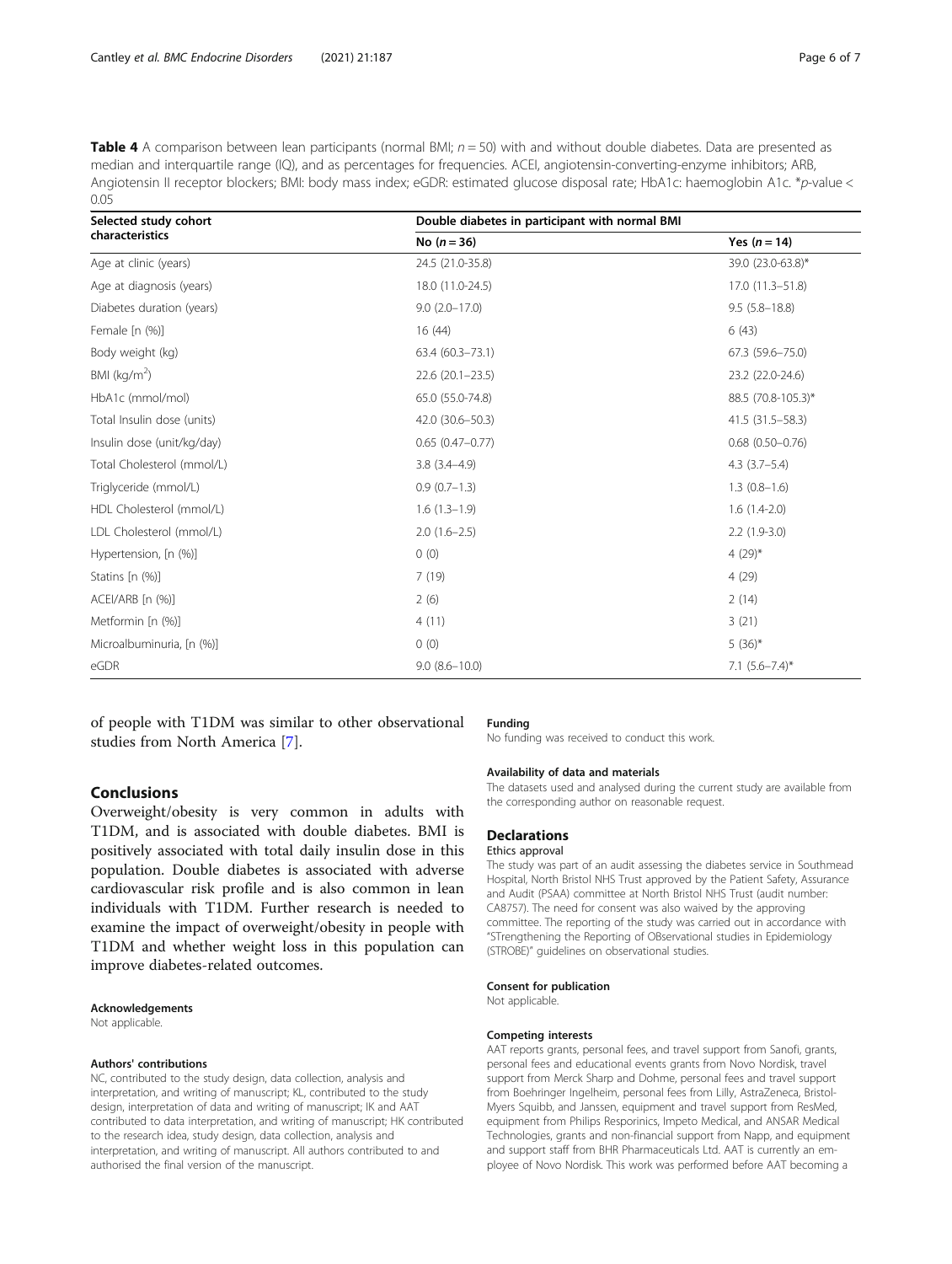**Table 4** A comparison between lean participants (normal BMI; $n = 50$) with and without double diabetes. Data are presented as median and interquartile range (IQ), and as percentages for frequencies. ACEI, angiotensin-converting-enzyme inhibitors; ARB, Angiotensin II receptor blockers; BMI: body mass index; eGDR: estimated glucose disposal rate; HbA1c: haemoglobin A1c. *$p$-value < 0.05

| Selected study cohort characteristics | Double diabetes in participant with normal BMI | |
|---|---|---|
| | No ($n = 36$) | Yes ($n = 14$) |
| Age at clinic (years) | 24.5 (21.0-35.8) | 39.0 (23.0-63.8)* |
| Age at diagnosis (years) | 18.0 (11.0-24.5) | 17.0 (11.3–51.8) |
| Diabetes duration (years) | 9.0 (2.0–17.0) | 9.5 (5.8–18.8) |
| Female [n (%)] | 16 (44) | 6 (43) |
| Body weight (kg) | 63.4 (60.3–73.1) | 67.3 (59.6–75.0) |
| BMI (kg/m$^2$) | 22.6 (20.1–23.5) | 23.2 (22.0-24.6) |
| HbA1c (mmol/mol) | 65.0 (55.0-74.8) | 88.5 (70.8-105.3)* |
| Total Insulin dose (units) | 42.0 (30.6–50.3) | 41.5 (31.5–58.3) |
| Insulin dose (unit/kg/day) | 0.65 (0.47–0.77) | 0.68 (0.50–0.76) |
| Total Cholesterol (mmol/L) | 3.8 (3.4–4.9) | 4.3 (3.7–5.4) |
| Triglyceride (mmol/L) | 0.9 (0.7–1.3) | 1.3 (0.8–1.6) |
| HDL Cholesterol (mmol/L) | 1.6 (1.3–1.9) | 1.6 (1.4-2.0) |
| LDL Cholesterol (mmol/L) | 2.0 (1.6–2.5) | 2.2 (1.9-3.0) |
| Hypertension, [n (%)] | 0 (0) | 4 (29)* |
| Statins [n (%)] | 7 (19) | 4 (29) |
| ACEI/ARB [n (%)] | 2 (6) | 2 (14) |
| Metformin [n (%)] | 4 (11) | 3 (21) |
| Microalbuminuria, [n (%)] | 0 (0) | 5 (36)* |
| eGDR | 9.0 (8.6–10.0) | 7.1 (5.6–7.4)* |

of people with T1DM was similar to other observational studies from North America [7].

## Conclusions

Overweight/obesity is very common in adults with T1DM, and is associated with double diabetes. BMI is positively associated with total daily insulin dose in this population. Double diabetes is associated with adverse cardiovascular risk profile and is also common in lean individuals with T1DM. Further research is needed to examine the impact of overweight/obesity in people with T1DM and whether weight loss in this population can improve diabetes-related outcomes.

#### Acknowledgements

Not applicable.

#### Authors' contributions

NC, contributed to the study design, data collection, analysis and interpretation, and writing of manuscript; KL, contributed to the study design, interpretation of data and writing of manuscript; IK and AAT contributed to data interpretation, and writing of manuscript; HK contributed to the research idea, study design, data collection, analysis and interpretation, and writing of manuscript. All authors contributed to and authorised the final version of the manuscript.

#### Funding

No funding was received to conduct this work.

#### Availability of data and materials

The datasets used and analysed during the current study are available from the corresponding author on reasonable request.

### Declarations

#### Ethics approval

The study was part of an audit assessing the diabetes service in Southmead Hospital, North Bristol NHS Trust approved by the Patient Safety, Assurance and Audit (PSAA) committee at North Bristol NHS Trust (audit number: CA8757). The need for consent was also waived by the approving committee. The reporting of the study was carried out in accordance with "STrengthening the Reporting of OBservational studies in Epidemiology (STROBE)" guidelines on observational studies.

#### Consent for publication

Not applicable.

#### Competing interests

AAT reports grants, personal fees, and travel support from Sanofi, grants, personal fees and educational events grants from Novo Nordisk, travel support from Merck Sharp and Dohme, personal fees and travel support from Boehringer Ingelheim, personal fees from Lilly, AstraZeneca, Bristol-Myers Squibb, and Janssen, equipment and travel support from ResMed, equipment from Philips Resporinics, Impeto Medical, and ANSAR Medical Technologies, grants and non-financial support from Napp, and equipment and support staff from BHR Pharmaceuticals Ltd. AAT is currently an employee of Novo Nordisk. This work was performed before AAT becoming a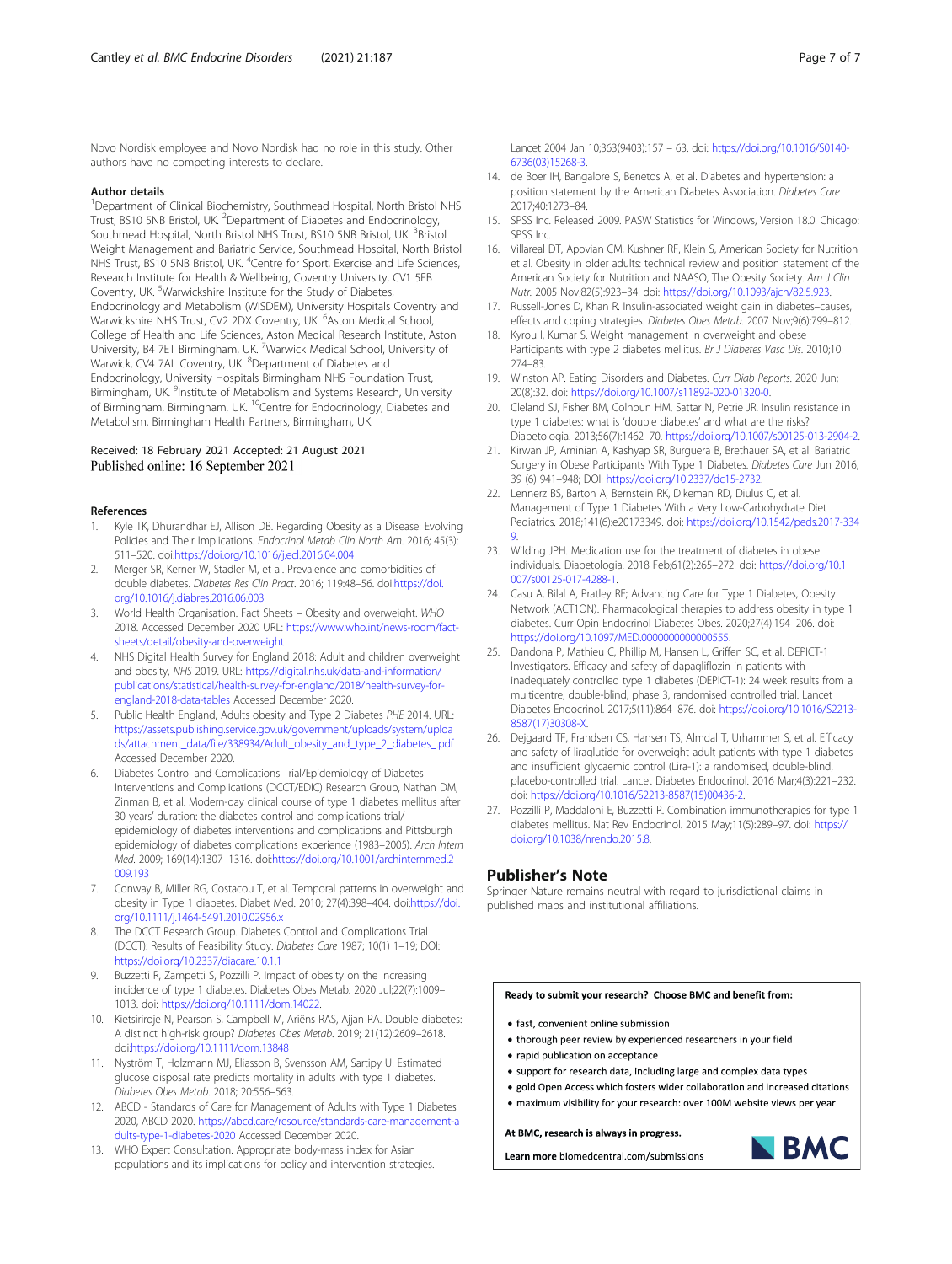Novo Nordisk employee and Novo Nordisk had no role in this study. Other authors have no competing interests to declare.

### Author details

[1]Department of Clinical Biochemistry, Southmead Hospital, North Bristol NHS Trust, BS10 5NB Bristol, UK. [2]Department of Diabetes and Endocrinology, Southmead Hospital, North Bristol NHS Trust, BS10 5NB Bristol, UK. [3]Bristol Weight Management and Bariatric Service, Southmead Hospital, North Bristol NHS Trust, BS10 5NB Bristol, UK. [4]Centre for Sport, Exercise and Life Sciences, Research Institute for Health & Wellbeing, Coventry University, CV1 5FB Coventry, UK. [5]Warwickshire Institute for the Study of Diabetes, Endocrinology and Metabolism (WISDEM), University Hospitals Coventry and Warwickshire NHS Trust, CV2 2DX Coventry, UK. [6]Aston Medical School, College of Health and Life Sciences, Aston Medical Research Institute, Aston University, B4 7ET Birmingham, UK. [7]Warwick Medical School, University of Warwick, CV4 7AL Coventry, UK. [8]Department of Diabetes and Endocrinology, University Hospitals Birmingham NHS Foundation Trust, Birmingham, UK. [9]Institute of Metabolism and Systems Research, University of Birmingham, Birmingham, UK. [10]Centre for Endocrinology, Diabetes and Metabolism, Birmingham Health Partners, Birmingham, UK.

Received: 18 February 2021 Accepted: 21 August 2021
Published online: 16 September 2021

### References

1. Kyle TK, Dhurandhar EJ, Allison DB. Regarding Obesity as a Disease: Evolving Policies and Their Implications. *Endocrinol Metab Clin North Am*. 2016; 45(3): 511–520. doi:https://doi.org/10.1016/j.ecl.2016.04.004
2. Merger SR, Kerner W, Stadler M, et al. Prevalence and comorbidities of double diabetes. *Diabetes Res Clin Pract*. 2016; 119:48–56. doi:https://doi.org/10.1016/j.diabres.2016.06.003
3. World Health Organisation. Fact Sheets – Obesity and overweight. *WHO* 2018. Accessed December 2020 URL: https://www.who.int/news-room/fact-sheets/detail/obesity-and-overweight
4. NHS Digital Health Survey for England 2018: Adult and children overweight and obesity, *NHS* 2019. URL: https://digital.nhs.uk/data-and-information/publications/statistical/health-survey-for-england/2018/health-survey-for-england-2018-data-tables Accessed December 2020.
5. Public Health England, Adults obesity and Type 2 Diabetes *PHE* 2014. URL: https://assets.publishing.service.gov.uk/government/uploads/system/uploads/attachment_data/file/338934/Adult_obesity_and_type_2_diabetes_.pdf Accessed December 2020.
6. Diabetes Control and Complications Trial/Epidemiology of Diabetes Interventions and Complications (DCCT/EDIC) Research Group, Nathan DM, Zinman B, et al. Modern-day clinical course of type 1 diabetes mellitus after 30 years' duration: the diabetes control and complications trial/ epidemiology of diabetes interventions and complications and Pittsburgh epidemiology of diabetes complications experience (1983–2005). *Arch Intern Med*. 2009; 169(14):1307–1316. doi:https://doi.org/10.1001/archinternmed.2009.193
7. Conway B, Miller RG, Costacou T, et al. Temporal patterns in overweight and obesity in Type 1 diabetes. Diabet Med. 2010; 27(4):398–404. doi:https://doi.org/10.1111/j.1464-5491.2010.02956.x
8. The DCCT Research Group. Diabetes Control and Complications Trial (DCCT): Results of Feasibility Study. *Diabetes Care* 1987; 10(1) 1–19; DOI: https://doi.org/10.2337/diacare.10.1.1
9. Buzzetti R, Zampetti S, Pozzilli P. Impact of obesity on the increasing incidence of type 1 diabetes. Diabetes Obes Metab. 2020 Jul;22(7):1009–1013. doi: https://doi.org/10.1111/dom.14022.
10. Kietsiriroje N, Pearson S, Campbell M, Ariëns RAS, Ajjan RA. Double diabetes: A distinct high-risk group? *Diabetes Obes Metab*. 2019; 21(12):2609–2618. doi:https://doi.org/10.1111/dom.13848
11. Nyström T, Holzmann MJ, Eliasson B, Svensson AM, Sartipy U. Estimated glucose disposal rate predicts mortality in adults with type 1 diabetes. *Diabetes Obes Metab*. 2018; 20:556–563.
12. ABCD - Standards of Care for Management of Adults with Type 1 Diabetes 2020, ABCD 2020. https://abcd.care/resource/standards-care-management-adults-type-1-diabetes-2020 Accessed December 2020.
13. WHO Expert Consultation. Appropriate body-mass index for Asian populations and its implications for policy and intervention strategies. Lancet 2004 Jan 10;363(9403):157 – 63. doi: https://doi.org/10.1016/S0140-6736(03)15268-3.
14. de Boer IH, Bangalore S, Benetos A, et al. Diabetes and hypertension: a position statement by the American Diabetes Association. *Diabetes Care* 2017;40:1273–84.
15. SPSS Inc. Released 2009. PASW Statistics for Windows, Version 18.0. Chicago: SPSS Inc.
16. Villareal DT, Apovian CM, Kushner RF, Klein S, American Society for Nutrition et al. Obesity in older adults: technical review and position statement of the American Society for Nutrition and NAASO, The Obesity Society. *Am J Clin Nutr*. 2005 Nov;82(5):923–34. doi: https://doi.org/10.1093/ajcn/82.5.923.
17. Russell-Jones D, Khan R. Insulin-associated weight gain in diabetes–causes, effects and coping strategies. *Diabetes Obes Metab*. 2007 Nov;9(6):799–812.
18. Kyrou I, Kumar S. Weight management in overweight and obese Participants with type 2 diabetes mellitus. *Br J Diabetes Vasc Dis*. 2010;10: 274–83.
19. Winston AP. Eating Disorders and Diabetes. *Curr Diab Reports*. 2020 Jun; 20(8):32. doi: https://doi.org/10.1007/s11892-020-01320-0.
20. Cleland SJ, Fisher BM, Colhoun HM, Sattar N, Petrie JR. Insulin resistance in type 1 diabetes: what is 'double diabetes' and what are the risks? Diabetologia. 2013;56(7):1462–70. https://doi.org/10.1007/s00125-013-2904-2.
21. Kirwan JP, Aminian A, Kashyap SR, Burguera B, Brethauer SA, et al. Bariatric Surgery in Obese Participants With Type 1 Diabetes. *Diabetes Care* Jun 2016, 39 (6) 941–948; DOI: https://doi.org/10.2337/dc15-2732.
22. Lennerz BS, Barton A, Bernstein RK, Dikeman RD, Diulus C, et al. Management of Type 1 Diabetes With a Very Low-Carbohydrate Diet Pediatrics. 2018;141(6):e20173349. doi: https://doi.org/10.1542/peds.2017-3349.
23. Wilding JPH. Medication use for the treatment of diabetes in obese individuals. Diabetologia. 2018 Feb;61(2):265–272. doi: https://doi.org/10.1007/s00125-017-4288-1.
24. Casu A, Bilal A, Pratley RE; Advancing Care for Type 1 Diabetes, Obesity Network (ACT1ON). Pharmacological therapies to address obesity in type 1 diabetes. Curr Opin Endocrinol Diabetes Obes. 2020;27(4):194–206. doi: https://doi.org/10.1097/MED.0000000000000555.
25. Dandona P, Mathieu C, Phillip M, Hansen L, Griffen SC, et al. DEPICT-1 Investigators. Efficacy and safety of dapagliflozin in patients with inadequately controlled type 1 diabetes (DEPICT-1): 24 week results from a multicentre, double-blind, phase 3, randomised controlled trial. Lancet Diabetes Endocrinol. 2017;5(11):864–876. doi: https://doi.org/10.1016/S2213-8587(17)30308-X.
26. Dejgaard TF, Frandsen CS, Hansen TS, Almdal T, Urhammer S, et al. Efficacy and safety of liraglutide for overweight adult patients with type 1 diabetes and insufficient glycaemic control (Lira-1): a randomised, double-blind, placebo-controlled trial. Lancet Diabetes Endocrinol. 2016 Mar;4(3):221–232. doi: https://doi.org/10.1016/S2213-8587(15)00436-2.
27. Pozzilli P, Maddaloni E, Buzzetti R. Combination immunotherapies for type 1 diabetes mellitus. Nat Rev Endocrinol. 2015 May;11(5):289–97. doi: https://doi.org/10.1038/nrendo.2015.8.

## Publisher's Note

Springer Nature remains neutral with regard to jurisdictional claims in published maps and institutional affiliations.

**Ready to submit your research? Choose BMC and benefit from:**

- fast, convenient online submission
- thorough peer review by experienced researchers in your field
- rapid publication on acceptance
- support for research data, including large and complex data types
- gold Open Access which fosters wider collaboration and increased citations
- maximum visibility for your research: over 100M website views per year

**At BMC, research is always in progress.**

**Learn more** biomedcentral.com/submissions

BMC